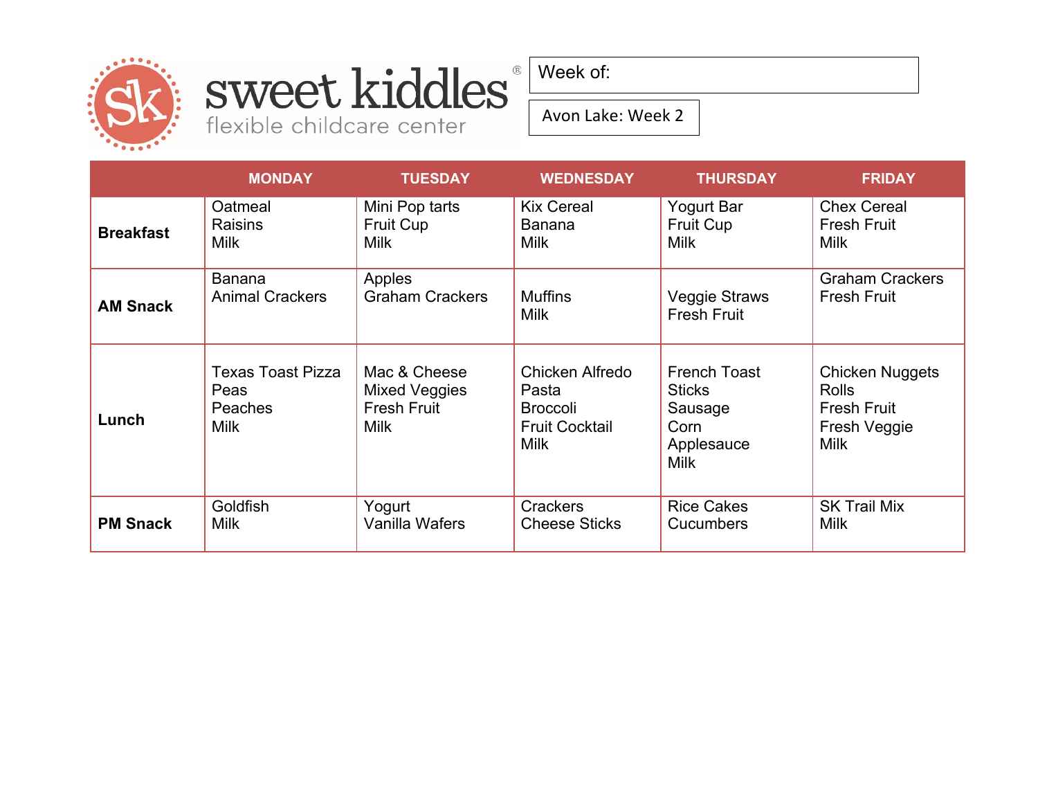sweet kiddles®
flexible childcare center

Week of:

Avon Lake: Week 2

| | MONDAY | TUESDAY | WEDNESDAY | THURSDAY | FRIDAY |
|---|---|---|---|---|---|
| **Breakfast** | Oatmeal<br>Raisins<br>Milk | Mini Pop tarts<br>Fruit Cup<br>Milk | Kix Cereal<br>Banana<br>Milk | Yogurt Bar<br>Fruit Cup<br>Milk | Chex Cereal<br>Fresh Fruit<br>Milk |
| **AM Snack** | Banana<br>Animal Crackers | Apples<br>Graham Crackers | Muffins<br>Milk | Veggie Straws<br>Fresh Fruit | Graham Crackers<br>Fresh Fruit |
| **Lunch** | Texas Toast Pizza<br>Peas<br>Peaches<br>Milk | Mac & Cheese<br>Mixed Veggies<br>Fresh Fruit<br>Milk | Chicken Alfredo<br>Pasta<br>Broccoli<br>Fruit Cocktail<br>Milk | French Toast<br>Sticks<br>Sausage<br>Corn<br>Applesauce<br>Milk | Chicken Nuggets<br>Rolls<br>Fresh Fruit<br>Fresh Veggie<br>Milk |
| **PM Snack** | Goldfish<br>Milk | Yogurt<br>Vanilla Wafers | Crackers<br>Cheese Sticks | Rice Cakes<br>Cucumbers | SK Trail Mix<br>Milk |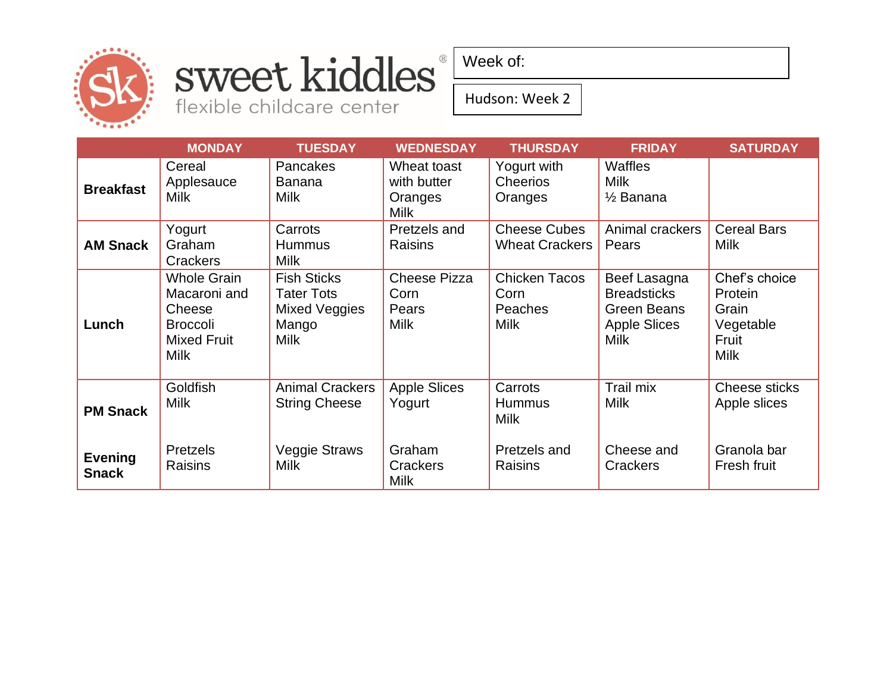sweet kiddles®
flexible childcare center

Week of:

Hudson: Week 2

| | MONDAY | TUESDAY | WEDNESDAY | THURSDAY | FRIDAY | SATURDAY |
|---|---|---|---|---|---|---|
| **Breakfast** | Cereal<br>Applesauce<br>Milk | Pancakes<br>Banana<br>Milk | Wheat toast with butter<br>Oranges<br>Milk | Yogurt with Cheerios<br>Oranges | Waffles<br>Milk<br>½ Banana | |
| **AM Snack** | Yogurt<br>Graham Crackers | Carrots<br>Hummus<br>Milk | Pretzels and Raisins | Cheese Cubes<br>Wheat Crackers | Animal crackers<br>Pears | Cereal Bars<br>Milk |
| **Lunch** | Whole Grain Macaroni and Cheese<br>Broccoli<br>Mixed Fruit<br>Milk | Fish Sticks<br>Tater Tots<br>Mixed Veggies<br>Mango<br>Milk | Cheese Pizza<br>Corn<br>Pears<br>Milk | Chicken Tacos<br>Corn<br>Peaches<br>Milk | Beef Lasagna<br>Breadsticks<br>Green Beans<br>Apple Slices<br>Milk | Chef's choice<br>Protein<br>Grain<br>Vegetable<br>Fruit<br>Milk |
| **PM Snack** | Goldfish<br>Milk | Animal Crackers<br>String Cheese | Apple Slices<br>Yogurt | Carrots<br>Hummus<br>Milk | Trail mix<br>Milk | Cheese sticks<br>Apple slices |
| **Evening Snack** | Pretzels<br>Raisins | Veggie Straws<br>Milk | Graham Crackers<br>Milk | Pretzels and Raisins | Cheese and Crackers | Granola bar<br>Fresh fruit |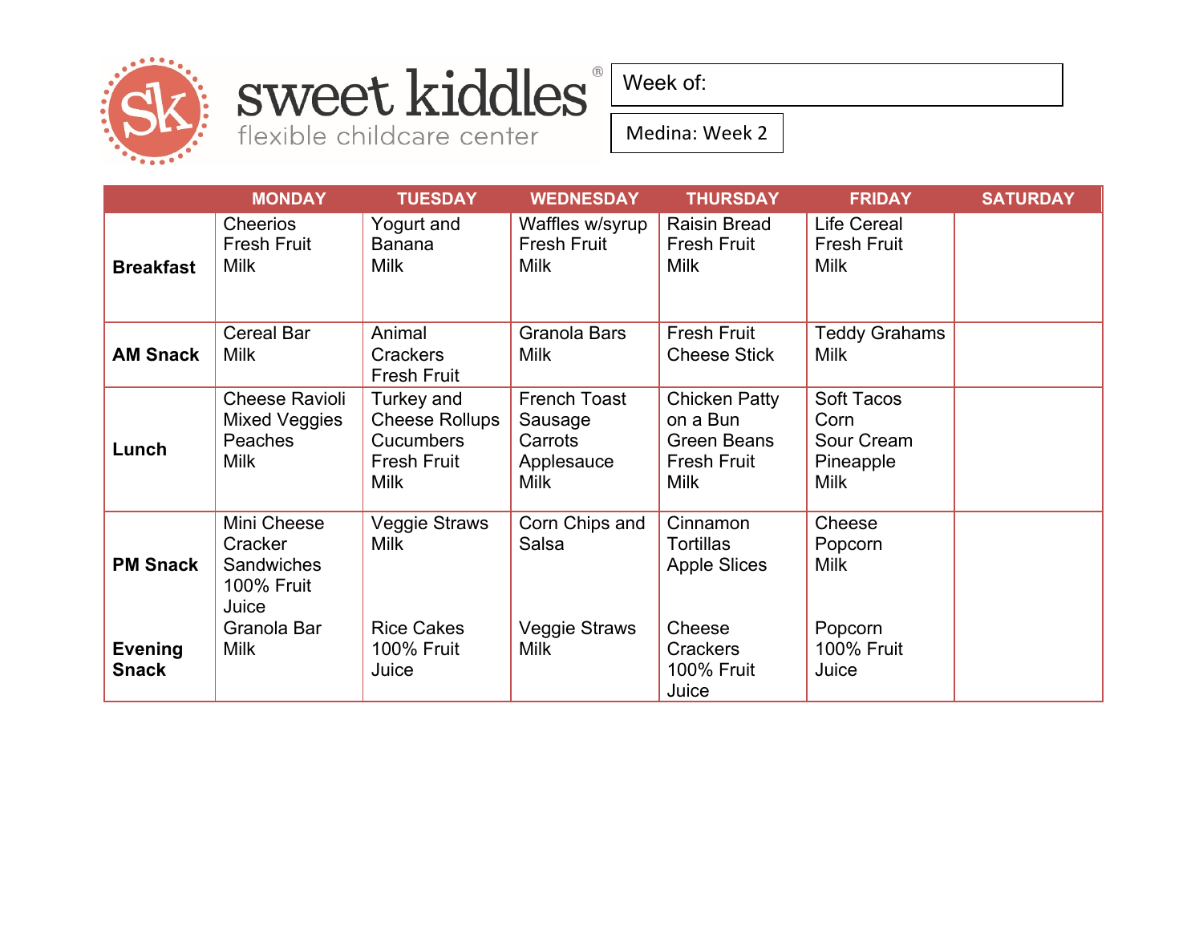# sweet kiddles®

flexible childcare center

Week of:

Medina: Week 2

| | MONDAY | TUESDAY | WEDNESDAY | THURSDAY | FRIDAY | SATURDAY |
|---|---|---|---|---|---|---|
| **Breakfast** | Cheerios<br>Fresh Fruit<br>Milk | Yogurt and Banana<br>Milk | Waffles w/syrup<br>Fresh Fruit<br>Milk | Raisin Bread<br>Fresh Fruit<br>Milk | Life Cereal<br>Fresh Fruit<br>Milk | |
| **AM Snack** | Cereal Bar<br>Milk | Animal Crackers<br>Fresh Fruit | Granola Bars<br>Milk | Fresh Fruit<br>Cheese Stick | Teddy Grahams<br>Milk | |
| **Lunch** | Cheese Ravioli<br>Mixed Veggies<br>Peaches<br>Milk | Turkey and Cheese Rollups<br>Cucumbers<br>Fresh Fruit<br>Milk | French Toast<br>Sausage<br>Carrots<br>Applesauce<br>Milk | Chicken Patty on a Bun<br>Green Beans<br>Fresh Fruit<br>Milk | Soft Tacos<br>Corn<br>Sour Cream<br>Pineapple<br>Milk | |
| **PM Snack** | Mini Cheese Cracker Sandwiches<br>100% Fruit Juice | Veggie Straws<br>Milk | Corn Chips and Salsa | Cinnamon Tortillas<br>Apple Slices | Cheese Popcorn<br>Milk | |
| **Evening Snack** | Granola Bar<br>Milk | Rice Cakes<br>100% Fruit Juice | Veggie Straws<br>Milk | Cheese Crackers<br>100% Fruit Juice | Popcorn<br>100% Fruit Juice | |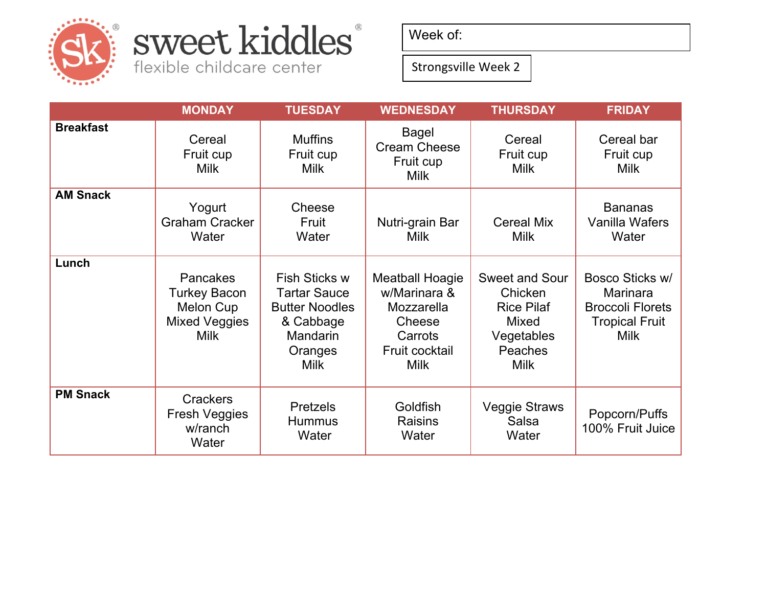sweet kiddles®
flexible childcare center

Week of:

Strongsville Week 2

| | MONDAY | TUESDAY | WEDNESDAY | THURSDAY | FRIDAY |
|---|---|---|---|---|---|
| **Breakfast** | Cereal<br>Fruit cup<br>Milk | Muffins<br>Fruit cup<br>Milk | Bagel<br>Cream Cheese<br>Fruit cup<br>Milk | Cereal<br>Fruit cup<br>Milk | Cereal bar<br>Fruit cup<br>Milk |
| **AM Snack** | Yogurt<br>Graham Cracker<br>Water | Cheese<br>Fruit<br>Water | Nutri-grain Bar<br>Milk | Cereal Mix<br>Milk | Bananas<br>Vanilla Wafers<br>Water |
| **Lunch** | Pancakes<br>Turkey Bacon<br>Melon Cup<br>Mixed Veggies<br>Milk | Fish Sticks w Tartar Sauce<br>Butter Noodles & Cabbage<br>Mandarin Oranges<br>Milk | Meatball Hoagie w/Marinara & Mozzarella Cheese<br>Carrots<br>Fruit cocktail<br>Milk | Sweet and Sour Chicken<br>Rice Pilaf<br>Mixed Vegetables<br>Peaches<br>Milk | Bosco Sticks w/ Marinara<br>Broccoli Florets<br>Tropical Fruit<br>Milk |
| **PM Snack** | Crackers<br>Fresh Veggies w/ranch<br>Water | Pretzels<br>Hummus<br>Water | Goldfish<br>Raisins<br>Water | Veggie Straws<br>Salsa<br>Water | Popcorn/Puffs<br>100% Fruit Juice |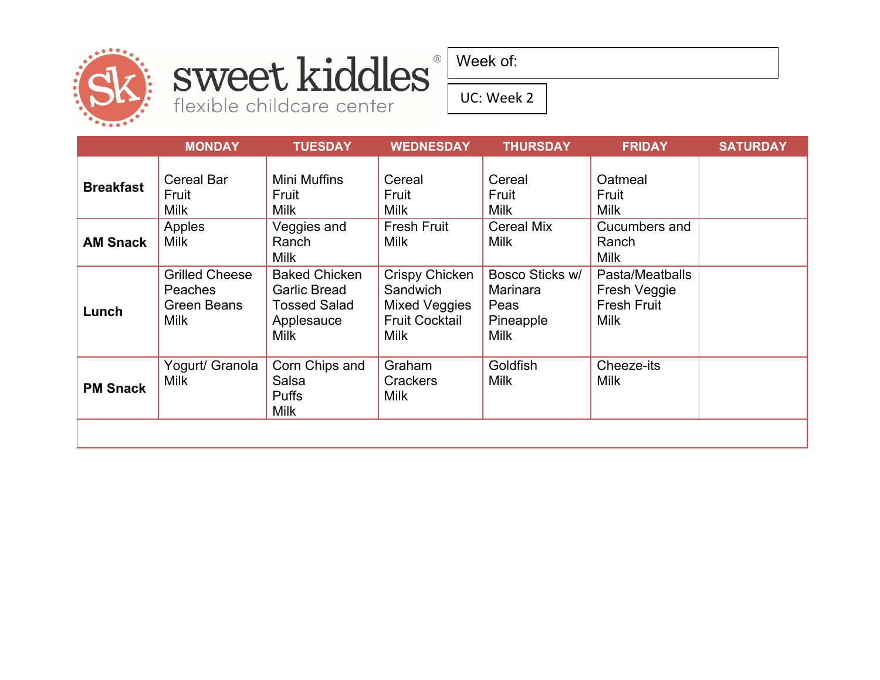sweet kiddles®
flexible childcare center

Week of:

UC: Week 2

| | MONDAY | TUESDAY | WEDNESDAY | THURSDAY | FRIDAY | SATURDAY |
|---|---|---|---|---|---|---|
| **Breakfast** | Cereal Bar<br>Fruit<br>Milk | Mini Muffins<br>Fruit<br>Milk | Cereal<br>Fruit<br>Milk | Cereal<br>Fruit<br>Milk | Oatmeal<br>Fruit<br>Milk | |
| **AM Snack** | Apples<br>Milk | Veggies and Ranch<br>Milk | Fresh Fruit<br>Milk | Cereal Mix<br>Milk | Cucumbers and Ranch<br>Milk | |
| **Lunch** | Grilled Cheese<br>Peaches<br>Green Beans<br>Milk | Baked Chicken<br>Garlic Bread<br>Tossed Salad<br>Applesauce<br>Milk | Crispy Chicken Sandwich<br>Mixed Veggies<br>Fruit Cocktail<br>Milk | Bosco Sticks w/ Marinara<br>Peas<br>Pineapple<br>Milk | Pasta/Meatballs<br>Fresh Veggie<br>Fresh Fruit<br>Milk | |
| **PM Snack** | Yogurt/ Granola<br>Milk | Corn Chips and Salsa<br>Puffs<br>Milk | Graham Crackers<br>Milk | Goldfish<br>Milk | Cheeze-its<br>Milk | |